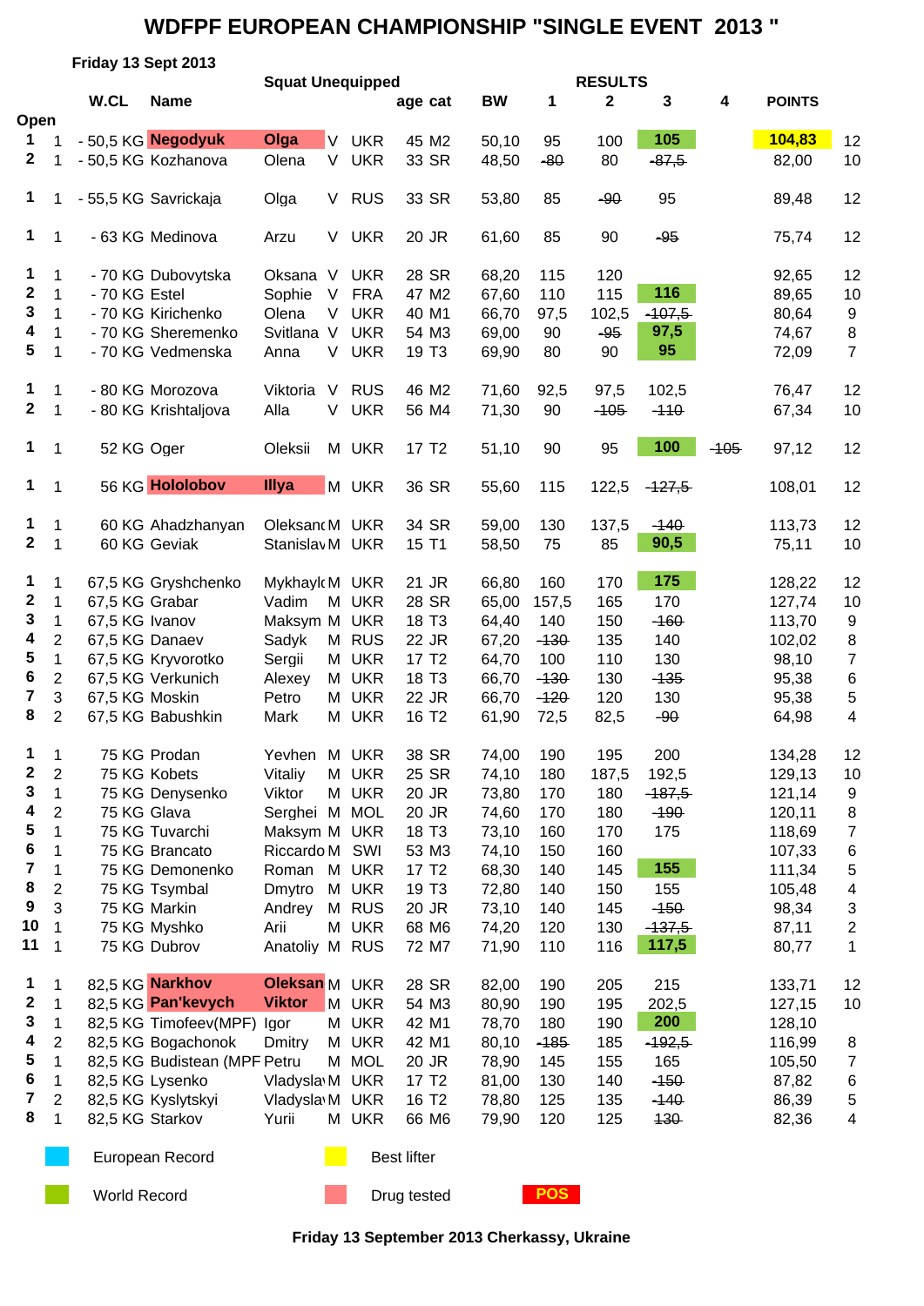# WDFPF EUROPEAN CHAMPIONSHIP "SINGLE EVENT 2013 "

Friday 13 Sept 2013

| | | W.CL | Name | Squat Unequipped | | | age | cat | BW | 1 | 2 | 3 | 4 | POINTS | |
|---|---|---|---|---|---|---|---|---|---|---|---|---|---|---|---|
| Open | | | | | | | | | | | | | | | |
| 1 | 1 | - 50,5 KG | Negodyuk | Olga | V | UKR | 45 | M2 | 50,10 | 95 | 100 | 105 | | 104,83 | 12 |
| 2 | 1 | - 50,5 KG | Kozhanova | Olena | V | UKR | 33 | SR | 48,50 | ~~80~~ | 80 | ~~87,5~~ | | 82,00 | 10 |
| 1 | 1 | - 55,5 KG | Savrickaja | Olga | V | RUS | 33 | SR | 53,80 | 85 | ~~90~~ | 95 | | 89,48 | 12 |
| 1 | 1 | - 63 KG | Medinova | Arzu | V | UKR | 20 | JR | 61,60 | 85 | 90 | ~~95~~ | | 75,74 | 12 |
| 1 | 1 | - 70 KG | Dubovytska | Oksana | V | UKR | 28 | SR | 68,20 | 115 | 120 | | | 92,65 | 12 |
| 2 | 1 | - 70 KG | Estel | Sophie | V | FRA | 47 | M2 | 67,60 | 110 | 115 | 116 | | 89,65 | 10 |
| 3 | 1 | - 70 KG | Kirichenko | Olena | V | UKR | 40 | M1 | 66,70 | 97,5 | 102,5 | ~~107,5~~ | | 80,64 | 9 |
| 4 | 1 | - 70 KG | Sheremenko | Svitlana | V | UKR | 54 | M3 | 69,00 | 90 | ~~95~~ | 97,5 | | 74,67 | 8 |
| 5 | 1 | - 70 KG | Vedmenska | Anna | V | UKR | 19 | T3 | 69,90 | 80 | 90 | 95 | | 72,09 | 7 |
| 1 | 1 | - 80 KG | Morozova | Viktoria | V | RUS | 46 | M2 | 71,60 | 92,5 | 97,5 | 102,5 | | 76,47 | 12 |
| 2 | 1 | - 80 KG | Krishtaljova | Alla | V | UKR | 56 | M4 | 71,30 | 90 | ~~105~~ | ~~110~~ | | 67,34 | 10 |
| 1 | 1 | 52 KG | Oger | Oleksii | M | UKR | 17 | T2 | 51,10 | 90 | 95 | 100 | ~~105~~ | 97,12 | 12 |
| 1 | 1 | 56 KG | Hololobov | Illya | M | UKR | 36 | SR | 55,60 | 115 | 122,5 | ~~127,5~~ | | 108,01 | 12 |
| 1 | 1 | 60 KG | Ahadzhanyan | Oleksand | M | UKR | 34 | SR | 59,00 | 130 | 137,5 | ~~140~~ | | 113,73 | 12 |
| 2 | 1 | 60 KG | Geviak | Stanislav | M | UKR | 15 | T1 | 58,50 | 75 | 85 | 90,5 | | 75,11 | 10 |
| 1 | 1 | 67,5 KG | Gryshchenko | Mykhaylo | M | UKR | 21 | JR | 66,80 | 160 | 170 | 175 | | 128,22 | 12 |
| 2 | 1 | 67,5 KG | Grabar | Vadim | M | UKR | 28 | SR | 65,00 | 157,5 | 165 | 170 | | 127,74 | 10 |
| 3 | 1 | 67,5 KG | Ivanov | Maksym | M | UKR | 18 | T3 | 64,40 | 140 | 150 | ~~160~~ | | 113,70 | 9 |
| 4 | 2 | 67,5 KG | Danaev | Sadyk | M | RUS | 22 | JR | 67,20 | ~~130~~ | 135 | 140 | | 102,02 | 8 |
| 5 | 1 | 67,5 KG | Kryvorotko | Sergii | M | UKR | 17 | T2 | 64,70 | 100 | 110 | 130 | | 98,10 | 7 |
| 6 | 2 | 67,5 KG | Verkunich | Alexey | M | UKR | 18 | T3 | 66,70 | ~~130~~ | 130 | ~~135~~ | | 95,38 | 6 |
| 7 | 3 | 67,5 KG | Moskin | Petro | M | UKR | 22 | JR | 66,70 | ~~120~~ | 120 | 130 | | 95,38 | 5 |
| 8 | 2 | 67,5 KG | Babushkin | Mark | M | UKR | 16 | T2 | 61,90 | 72,5 | 82,5 | ~~90~~ | | 64,98 | 4 |
| 1 | 1 | 75 KG | Prodan | Yevhen | M | UKR | 38 | SR | 74,00 | 190 | 195 | 200 | | 134,28 | 12 |
| 2 | 2 | 75 KG | Kobets | Vitaliy | M | UKR | 25 | SR | 74,10 | 180 | 187,5 | 192,5 | | 129,13 | 10 |
| 3 | 1 | 75 KG | Denysenko | Viktor | M | UKR | 20 | JR | 73,80 | 170 | 180 | ~~187,5~~ | | 121,14 | 9 |
| 4 | 2 | 75 KG | Glava | Serghei | M | MOL | 20 | JR | 74,60 | 170 | 180 | ~~190~~ | | 120,11 | 8 |
| 5 | 1 | 75 KG | Tuvarchi | Maksym | M | UKR | 18 | T3 | 73,10 | 160 | 170 | 175 | | 118,69 | 7 |
| 6 | 1 | 75 KG | Brancato | Riccardo | M | SWI | 53 | M3 | 74,10 | 150 | 160 | | | 107,33 | 6 |
| 7 | 1 | 75 KG | Demonenko | Roman | M | UKR | 17 | T2 | 68,30 | 140 | 145 | 155 | | 111,34 | 5 |
| 8 | 2 | 75 KG | Tsymbal | Dmytro | M | UKR | 19 | T3 | 72,80 | 140 | 150 | 155 | | 105,48 | 4 |
| 9 | 3 | 75 KG | Markin | Andrey | M | RUS | 20 | JR | 73,10 | 140 | 145 | ~~150~~ | | 98,34 | 3 |
| 10 | 1 | 75 KG | Myshko | Arii | M | UKR | 68 | M6 | 74,20 | 120 | 130 | ~~137,5~~ | | 87,11 | 2 |
| 11 | 1 | 75 KG | Dubrov | Anatoliy | M | RUS | 72 | M7 | 71,90 | 110 | 116 | 117,5 | | 80,77 | 1 |
| 1 | 1 | 82,5 KG | Narkhov | Oleksan | M | UKR | 28 | SR | 82,00 | 190 | 205 | 215 | | 133,71 | 12 |
| 2 | 1 | 82,5 KG | Pan'kevych | Viktor | M | UKR | 54 | M3 | 80,90 | 190 | 195 | 202,5 | | 127,15 | 10 |
| 3 | 1 | 82,5 KG | Timofeev(MPF) | Igor | M | UKR | 42 | M1 | 78,70 | 180 | 190 | 200 | | 128,10 | |
| 4 | 2 | 82,5 KG | Bogachonok | Dmitry | M | UKR | 42 | M1 | 80,10 | ~~185~~ | 185 | ~~192,5~~ | | 116,99 | 8 |
| 5 | 1 | 82,5 KG | Budistean (MPF | Petru | M | MOL | 20 | JR | 78,90 | 145 | 155 | 165 | | 105,50 | 7 |
| 6 | 1 | 82,5 KG | Lysenko | Vladyslav | M | UKR | 17 | T2 | 81,00 | 130 | 140 | ~~150~~ | | 87,82 | 6 |
| 7 | 2 | 82,5 KG | Kyslytskyi | Vladyslav | M | UKR | 16 | T2 | 78,80 | 125 | 135 | ~~140~~ | | 86,39 | 5 |
| 8 | 1 | 82,5 KG | Starkov | Yurii | M | UKR | 66 | M6 | 79,90 | 120 | 125 | ~~130~~ | | 82,36 | 4 |

European Record — Best lifter

World Record — Drug tested — POS

Friday 13 September 2013 Cherkassy, Ukraine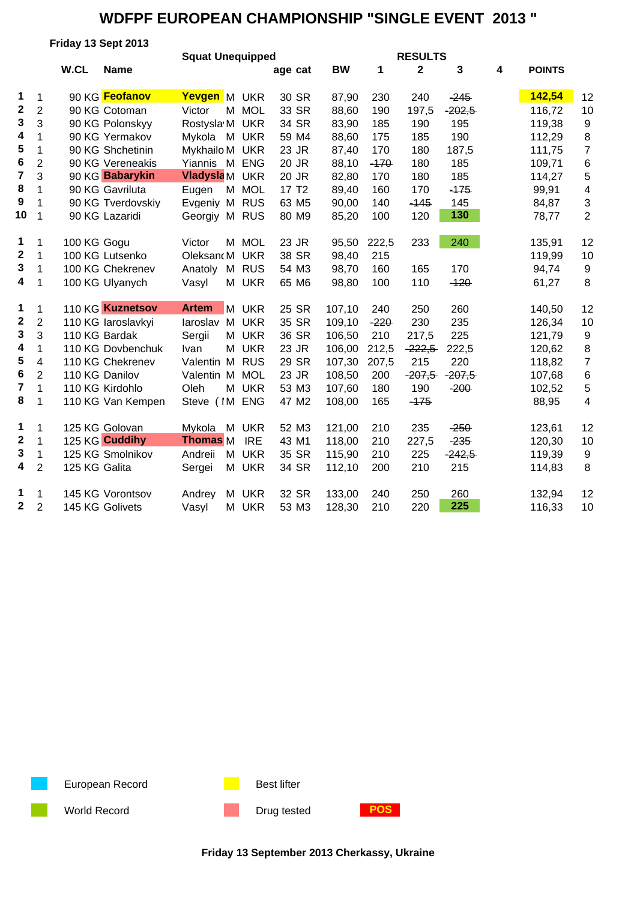# WDFPF EUROPEAN CHAMPIONSHIP "SINGLE EVENT 2013 "

**Friday 13 Sept 2013**

**Squat Unequipped**

| | | W.CL | Name | | | | age | cat | BW | 1 | 2 | 3 | 4 | POINTS | |
|---|---|---|---|---|---|---|---|---|---|---|---|---|---|---|---|
| 1 | 1 | 90 KG | **Feofanov** | **Yevgen** | M | UKR | 30 | SR | 87,90 | 230 | 240 | ~~245~~ | | **142,54** | 12 |
| 2 | 2 | 90 KG | Cotoman | Victor | M | MOL | 33 | SR | 88,60 | 190 | 197,5 | ~~202,5~~ | | 116,72 | 10 |
| 3 | 3 | 90 KG | Polonskyy | Rostysla | M | UKR | 34 | SR | 83,90 | 185 | 190 | 195 | | 119,38 | 9 |
| 4 | 1 | 90 KG | Yermakov | Mykola | M | UKR | 59 | M4 | 88,60 | 175 | 185 | 190 | | 112,29 | 8 |
| 5 | 1 | 90 KG | Shchetinin | Mykhailo | M | UKR | 23 | JR | 87,40 | 170 | 180 | 187,5 | | 111,75 | 7 |
| 6 | 2 | 90 KG | Vereneakis | Yiannis | M | ENG | 20 | JR | 88,10 | ~~170~~ | 180 | 185 | | 109,71 | 6 |
| 7 | 3 | 90 KG | **Babarykin** | **Vladysla** | M | UKR | 20 | JR | 82,80 | 170 | 180 | 185 | | 114,27 | 5 |
| 8 | 1 | 90 KG | Gavriluta | Eugen | M | MOL | 17 | T2 | 89,40 | 160 | 170 | ~~175~~ | | 99,91 | 4 |
| 9 | 1 | 90 KG | Tverdovskiy | Evgeniy | M | RUS | 63 | M5 | 90,00 | 140 | ~~145~~ | 145 | | 84,87 | 3 |
| 10 | 1 | 90 KG | Lazaridi | Georgiy | M | RUS | 80 | M9 | 85,20 | 100 | 120 | **130** | | 78,77 | 2 |
| 1 | 1 | 100 KG | Gogu | Victor | M | MOL | 23 | JR | 95,50 | 222,5 | 233 | 240 | | 135,91 | 12 |
| 2 | 1 | 100 KG | Lutsenko | Oleksand | M | UKR | 38 | SR | 98,40 | 215 | | | | 119,99 | 10 |
| 3 | 1 | 100 KG | Chekrenev | Anatoly | M | RUS | 54 | M3 | 98,70 | 160 | 165 | 170 | | 94,74 | 9 |
| 4 | 1 | 100 KG | Ulyanych | Vasyl | M | UKR | 65 | M6 | 98,80 | 100 | 110 | ~~120~~ | | 61,27 | 8 |
| 1 | 1 | 110 KG | **Kuznetsov** | **Artem** | M | UKR | 25 | SR | 107,10 | 240 | 250 | 260 | | 140,50 | 12 |
| 2 | 2 | 110 KG | Iaroslavkyi | Iaroslav | M | UKR | 35 | SR | 109,10 | ~~220~~ | 230 | 235 | | 126,34 | 10 |
| 3 | 3 | 110 KG | Bardak | Sergii | M | UKR | 36 | SR | 106,50 | 210 | 217,5 | 225 | | 121,79 | 9 |
| 4 | 1 | 110 KG | Dovbenchuk | Ivan | M | UKR | 23 | JR | 106,00 | 212,5 | ~~222,5~~ | 222,5 | | 120,62 | 8 |
| 5 | 4 | 110 KG | Chekrenev | Valentin | M | RUS | 29 | SR | 107,30 | 207,5 | 215 | 220 | | 118,82 | 7 |
| 6 | 2 | 110 KG | Danilov | Valentin | M | MOL | 23 | JR | 108,50 | 200 | ~~207,5~~ | ~~207,5~~ | | 107,68 | 6 |
| 7 | 1 | 110 KG | Kirdohlo | Oleh | M | UKR | 53 | M3 | 107,60 | 180 | 190 | ~~200~~ | | 102,52 | 5 |
| 8 | 1 | 110 KG | Van Kempen | Steve ( I | M | ENG | 47 | M2 | 108,00 | 165 | ~~175~~ | | | 88,95 | 4 |
| 1 | 1 | 125 KG | Golovan | Mykola | M | UKR | 52 | M3 | 121,00 | 210 | 235 | ~~250~~ | | 123,61 | 12 |
| 2 | 1 | 125 KG | **Cuddihy** | **Thomas** | M | IRE | 43 | M1 | 118,00 | 210 | 227,5 | ~~235~~ | | 120,30 | 10 |
| 3 | 1 | 125 KG | Smolnikov | Andreii | M | UKR | 35 | SR | 115,90 | 210 | 225 | ~~242,5~~ | | 119,39 | 9 |
| 4 | 2 | 125 KG | Galita | Sergei | M | UKR | 34 | SR | 112,10 | 200 | 210 | 215 | | 114,83 | 8 |
| 1 | 1 | 145 KG | Vorontsov | Andrey | M | UKR | 32 | SR | 133,00 | 240 | 250 | 260 | | 132,94 | 12 |
| 2 | 2 | 145 KG | Golivets | Vasyl | M | UKR | 53 | M3 | 128,30 | 210 | 220 | **225** | | 116,33 | 10 |

European Record | Best lifter | World Record | Drug tested | POS

**Friday 13 September 2013 Cherkassy, Ukraine**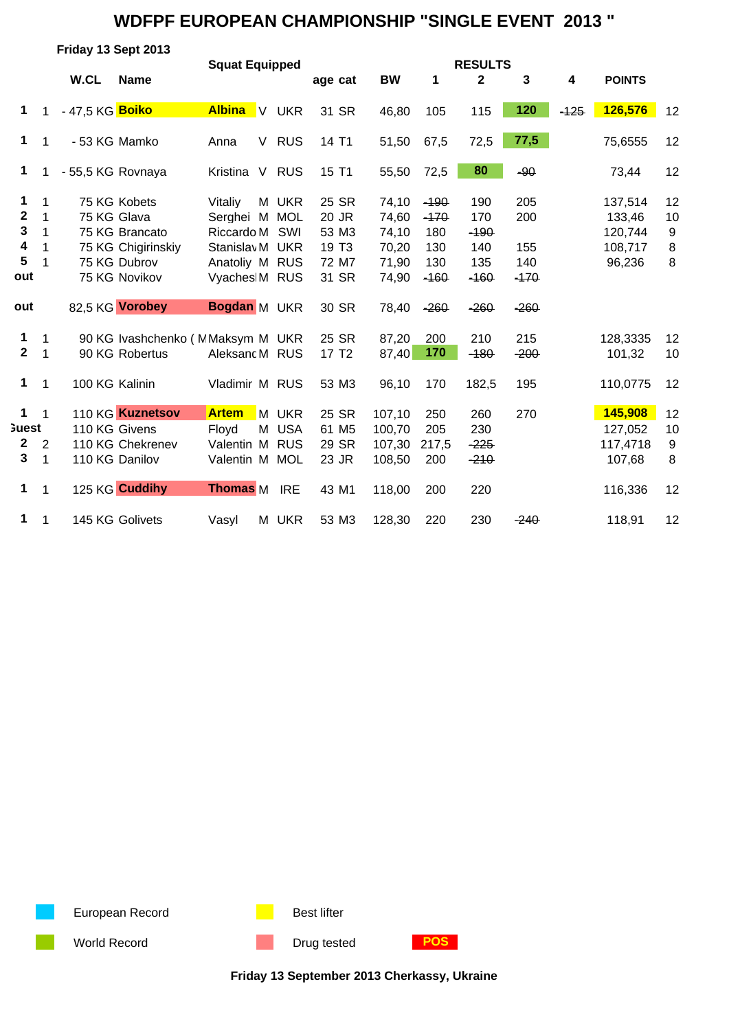# WDFPF EUROPEAN CHAMPIONSHIP "SINGLE EVENT 2013 "

**Friday 13 Sept 2013**

**Squat Equipped**

| | | W.CL | Name | | | | age | cat | BW | 1 | 2 | 3 | 4 | POINTS | |
|---|---|---|---|---|---|---|---|---|---|---|---|---|---|---|---|
| 1 | 1 | - 47,5 KG | Boiko | Albina | V | UKR | 31 | SR | 46,80 | 105 | 115 | 120 | ~~125~~ | 126,576 | 12 |
| 1 | 1 | - 53 KG | Mamko | Anna | V | RUS | 14 | T1 | 51,50 | 67,5 | 72,5 | 77,5 | | 75,6555 | 12 |
| 1 | 1 | - 55,5 KG | Rovnaya | Kristina | V | RUS | 15 | T1 | 55,50 | 72,5 | 80 | ~~90~~ | | 73,44 | 12 |
| 1 | 1 | 75 KG | Kobets | Vitaliy | M | UKR | 25 | SR | 74,10 | ~~190~~ | 190 | 205 | | 137,514 | 12 |
| 2 | 1 | 75 KG | Glava | Serghei | M | MOL | 20 | JR | 74,60 | ~~170~~ | 170 | 200 | | 133,46 | 10 |
| 3 | 1 | 75 KG | Brancato | Riccardo | M | SWI | 53 | M3 | 74,10 | 180 | ~~190~~ | | | 120,744 | 9 |
| 4 | 1 | 75 KG | Chigirinskiy | Stanislav | M | UKR | 19 | T3 | 70,20 | 130 | 140 | 155 | | 108,717 | 8 |
| 5 | 1 | 75 KG | Dubrov | Anatoliy | M | RUS | 72 | M7 | 71,90 | 130 | 135 | 140 | | 96,236 | 8 |
| out | | 75 KG | Novikov | Vyaches | M | RUS | 31 | SR | 74,90 | ~~160~~ | ~~160~~ | ~~170~~ | | | |
| out | | 82,5 KG | Vorobey | Bogdan | M | UKR | 30 | SR | 78,40 | ~~260~~ | ~~260~~ | ~~260~~ | | | |
| 1 | 1 | 90 KG | Ivashchenko ( M | Maksym | M | UKR | 25 | SR | 87,20 | 200 | 210 | 215 | | 128,3335 | 12 |
| 2 | 1 | 90 KG | Robertus | Aleksand | M | RUS | 17 | T2 | 87,40 | 170 | ~~180~~ | ~~200~~ | | 101,32 | 10 |
| 1 | 1 | 100 KG | Kalinin | Vladimir | M | RUS | 53 | M3 | 96,10 | 170 | 182,5 | 195 | | 110,0775 | 12 |
| 1 | 1 | 110 KG | Kuznetsov | Artem | M | UKR | 25 | SR | 107,10 | 250 | 260 | 270 | | 145,908 | 12 |
| Guest | | 110 KG | Givens | Floyd | M | USA | 61 | M5 | 100,70 | 205 | 230 | | | 127,052 | 10 |
| 2 | 2 | 110 KG | Chekrenev | Valentin | M | RUS | 29 | SR | 107,30 | 217,5 | ~~225~~ | | | 117,4718 | 9 |
| 3 | 1 | 110 KG | Danilov | Valentin | M | MOL | 23 | JR | 108,50 | 200 | ~~210~~ | | | 107,68 | 8 |
| 1 | 1 | 125 KG | Cuddihy | Thomas | M | IRE | 43 | M1 | 118,00 | 200 | 220 | | | 116,336 | 12 |
| 1 | 1 | 145 KG | Golivets | Vasyl | M | UKR | 53 | M3 | 128,30 | 220 | 230 | ~~240~~ | | 118,91 | 12 |

European Record

World Record

Best lifter

Drug tested

POS

**Friday 13 September 2013 Cherkassy, Ukraine**